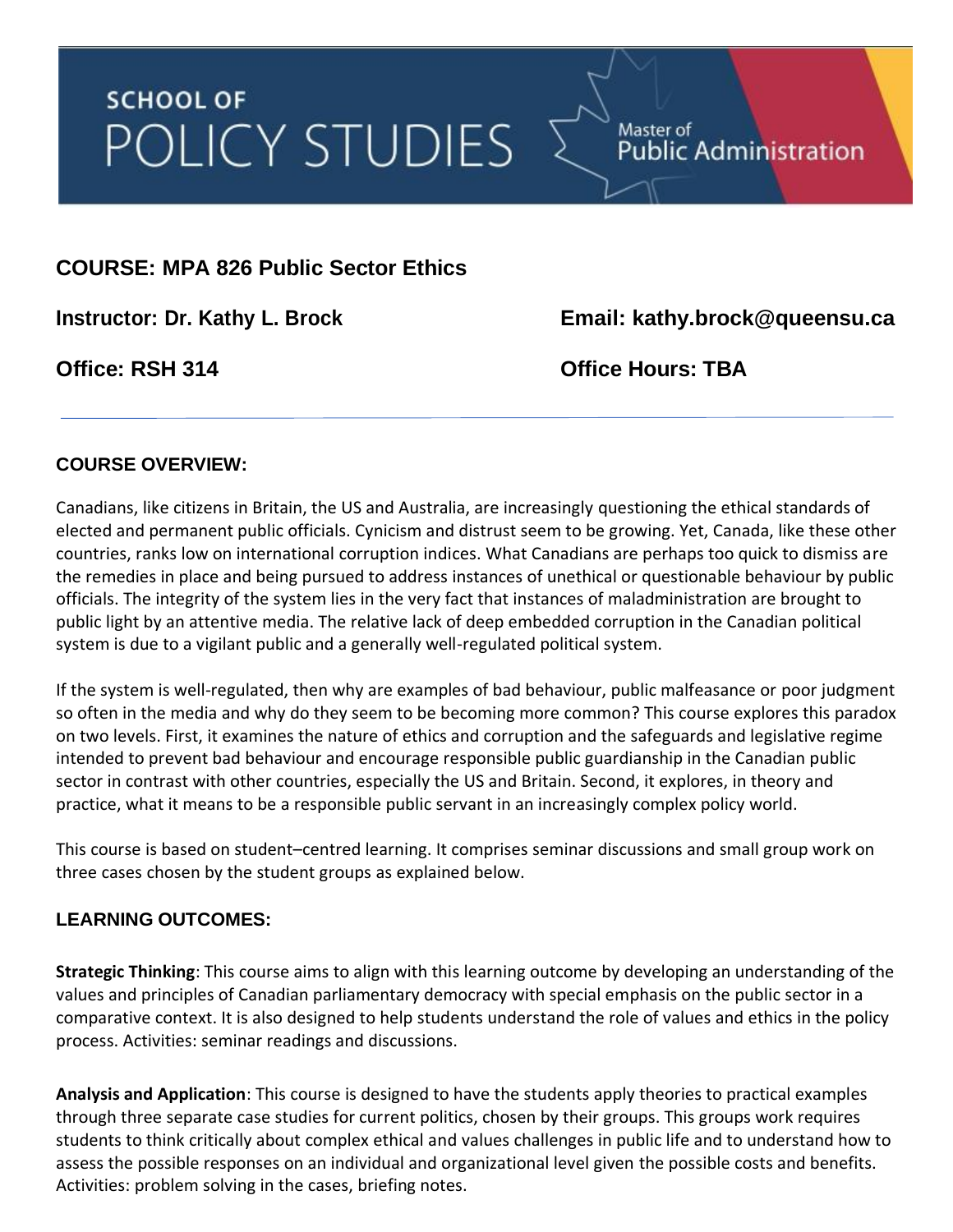SCHOOL OF
POLICY STUDIES

Master of
Public Administration

## COURSE: MPA 826 Public Sector Ethics

**Instructor: Dr. Kathy L. Brock** **Email: kathy.brock@queensu.ca**

**Office: RSH 314** **Office Hours: TBA**

### COURSE OVERVIEW:

Canadians, like citizens in Britain, the US and Australia, are increasingly questioning the ethical standards of elected and permanent public officials. Cynicism and distrust seem to be growing. Yet, Canada, like these other countries, ranks low on international corruption indices. What Canadians are perhaps too quick to dismiss are the remedies in place and being pursued to address instances of unethical or questionable behaviour by public officials. The integrity of the system lies in the very fact that instances of maladministration are brought to public light by an attentive media. The relative lack of deep embedded corruption in the Canadian political system is due to a vigilant public and a generally well-regulated political system.

If the system is well-regulated, then why are examples of bad behaviour, public malfeasance or poor judgment so often in the media and why do they seem to be becoming more common? This course explores this paradox on two levels. First, it examines the nature of ethics and corruption and the safeguards and legislative regime intended to prevent bad behaviour and encourage responsible public guardianship in the Canadian public sector in contrast with other countries, especially the US and Britain. Second, it explores, in theory and practice, what it means to be a responsible public servant in an increasingly complex policy world.

This course is based on student–centred learning. It comprises seminar discussions and small group work on three cases chosen by the student groups as explained below.

### LEARNING OUTCOMES:

**Strategic Thinking**: This course aims to align with this learning outcome by developing an understanding of the values and principles of Canadian parliamentary democracy with special emphasis on the public sector in a comparative context. It is also designed to help students understand the role of values and ethics in the policy process. Activities: seminar readings and discussions.

**Analysis and Application**: This course is designed to have the students apply theories to practical examples through three separate case studies for current politics, chosen by their groups. This groups work requires students to think critically about complex ethical and values challenges in public life and to understand how to assess the possible responses on an individual and organizational level given the possible costs and benefits. Activities: problem solving in the cases, briefing notes.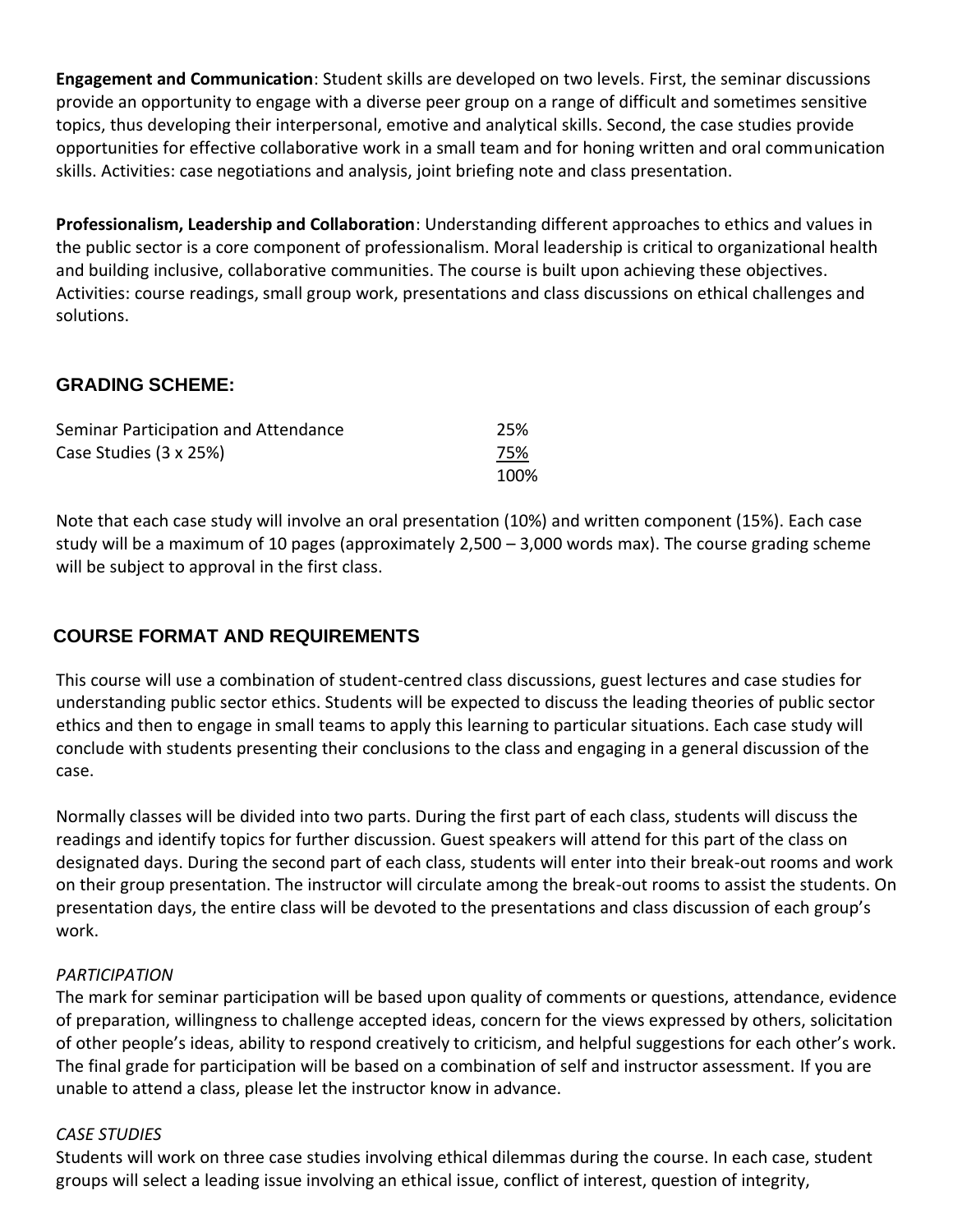**Engagement and Communication**: Student skills are developed on two levels. First, the seminar discussions provide an opportunity to engage with a diverse peer group on a range of difficult and sometimes sensitive topics, thus developing their interpersonal, emotive and analytical skills. Second, the case studies provide opportunities for effective collaborative work in a small team and for honing written and oral communication skills. Activities: case negotiations and analysis, joint briefing note and class presentation.

**Professionalism, Leadership and Collaboration**: Understanding different approaches to ethics and values in the public sector is a core component of professionalism. Moral leadership is critical to organizational health and building inclusive, collaborative communities. The course is built upon achieving these objectives. Activities: course readings, small group work, presentations and class discussions on ethical challenges and solutions.

## GRADING SCHEME:

| | |
|---|---|
| Seminar Participation and Attendance | 25% |
| Case Studies (3 x 25%) | 75% |
| | 100% |

Note that each case study will involve an oral presentation (10%) and written component (15%). Each case study will be a maximum of 10 pages (approximately 2,500 – 3,000 words max). The course grading scheme will be subject to approval in the first class.

## COURSE FORMAT AND REQUIREMENTS

This course will use a combination of student-centred class discussions, guest lectures and case studies for understanding public sector ethics. Students will be expected to discuss the leading theories of public sector ethics and then to engage in small teams to apply this learning to particular situations. Each case study will conclude with students presenting their conclusions to the class and engaging in a general discussion of the case.

Normally classes will be divided into two parts. During the first part of each class, students will discuss the readings and identify topics for further discussion. Guest speakers will attend for this part of the class on designated days. During the second part of each class, students will enter into their break-out rooms and work on their group presentation. The instructor will circulate among the break-out rooms to assist the students. On presentation days, the entire class will be devoted to the presentations and class discussion of each group's work.

*PARTICIPATION*

The mark for seminar participation will be based upon quality of comments or questions, attendance, evidence of preparation, willingness to challenge accepted ideas, concern for the views expressed by others, solicitation of other people's ideas, ability to respond creatively to criticism, and helpful suggestions for each other's work. The final grade for participation will be based on a combination of self and instructor assessment. If you are unable to attend a class, please let the instructor know in advance.

*CASE STUDIES*

Students will work on three case studies involving ethical dilemmas during the course. In each case, student groups will select a leading issue involving an ethical issue, conflict of interest, question of integrity,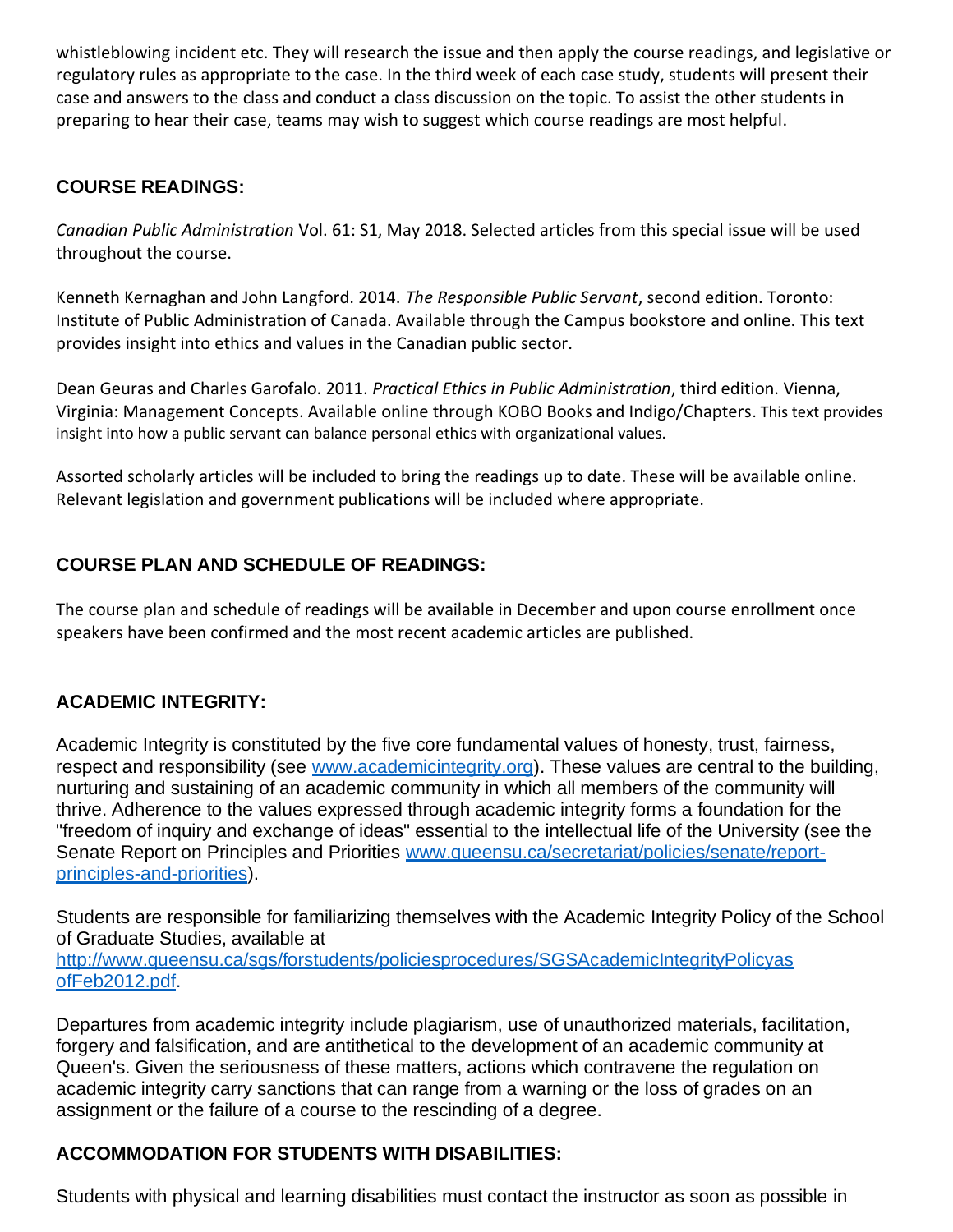whistleblowing incident etc. They will research the issue and then apply the course readings, and legislative or regulatory rules as appropriate to the case. In the third week of each case study, students will present their case and answers to the class and conduct a class discussion on the topic. To assist the other students in preparing to hear their case, teams may wish to suggest which course readings are most helpful.

## COURSE READINGS:

*Canadian Public Administration* Vol. 61: S1, May 2018. Selected articles from this special issue will be used throughout the course.

Kenneth Kernaghan and John Langford. 2014. *The Responsible Public Servant*, second edition. Toronto: Institute of Public Administration of Canada. Available through the Campus bookstore and online. This text provides insight into ethics and values in the Canadian public sector.

Dean Geuras and Charles Garofalo. 2011. *Practical Ethics in Public Administration*, third edition. Vienna, Virginia: Management Concepts. Available online through KOBO Books and Indigo/Chapters. This text provides insight into how a public servant can balance personal ethics with organizational values.

Assorted scholarly articles will be included to bring the readings up to date. These will be available online. Relevant legislation and government publications will be included where appropriate.

## COURSE PLAN AND SCHEDULE OF READINGS:

The course plan and schedule of readings will be available in December and upon course enrollment once speakers have been confirmed and the most recent academic articles are published.

## ACADEMIC INTEGRITY:

Academic Integrity is constituted by the five core fundamental values of honesty, trust, fairness, respect and responsibility (see [www.academicintegrity.org](www.academicintegrity.org)). These values are central to the building, nurturing and sustaining of an academic community in which all members of the community will thrive. Adherence to the values expressed through academic integrity forms a foundation for the "freedom of inquiry and exchange of ideas" essential to the intellectual life of the University (see the Senate Report on Principles and Priorities [www.queensu.ca/secretariat/policies/senate/report-principles-and-priorities](www.queensu.ca/secretariat/policies/senate/report-principles-and-priorities)).

Students are responsible for familiarizing themselves with the Academic Integrity Policy of the School of Graduate Studies, available at [http://www.queensu.ca/sgs/forstudents/policiesprocedures/SGSAcademicIntegrityPolicyasofFeb2012.pdf](http://www.queensu.ca/sgs/forstudents/policiesprocedures/SGSAcademicIntegrityPolicyasofFeb2012.pdf).

Departures from academic integrity include plagiarism, use of unauthorized materials, facilitation, forgery and falsification, and are antithetical to the development of an academic community at Queen's. Given the seriousness of these matters, actions which contravene the regulation on academic integrity carry sanctions that can range from a warning or the loss of grades on an assignment or the failure of a course to the rescinding of a degree.

## ACCOMMODATION FOR STUDENTS WITH DISABILITIES:

Students with physical and learning disabilities must contact the instructor as soon as possible in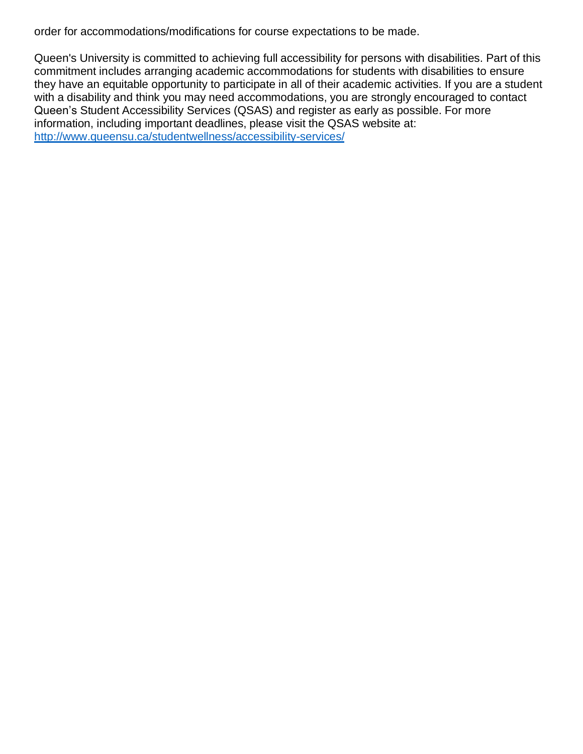order for accommodations/modifications for course expectations to be made.

Queen's University is committed to achieving full accessibility for persons with disabilities. Part of this commitment includes arranging academic accommodations for students with disabilities to ensure they have an equitable opportunity to participate in all of their academic activities. If you are a student with a disability and think you may need accommodations, you are strongly encouraged to contact Queen's Student Accessibility Services (QSAS) and register as early as possible. For more information, including important deadlines, please visit the QSAS website at: http://www.queensu.ca/studentwellness/accessibility-services/